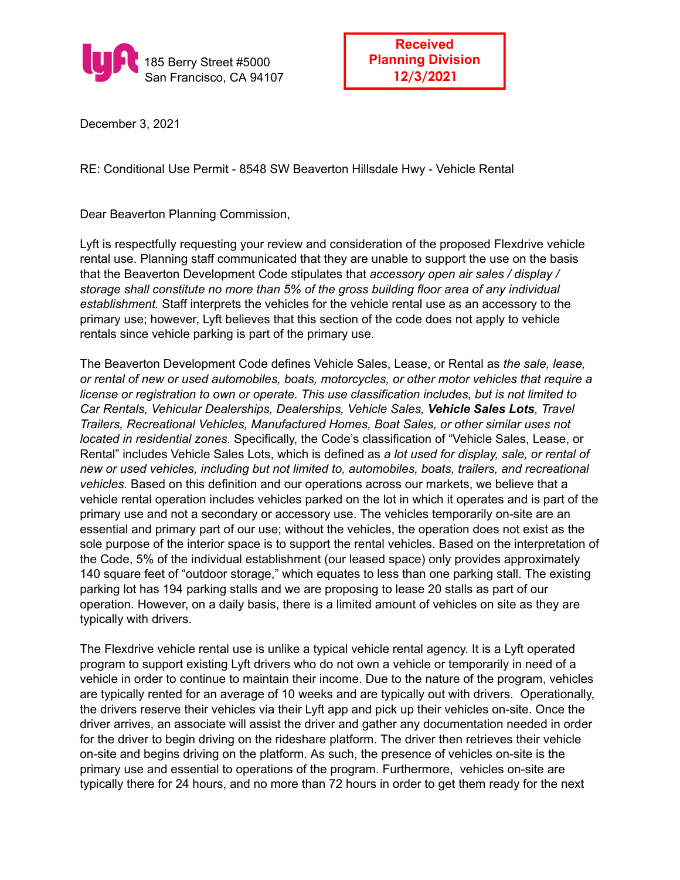185 Berry Street #5000
San Francisco, CA 94107

**Received
Planning Division
12/3/2021**

December 3, 2021

RE: Conditional Use Permit - 8548 SW Beaverton Hillsdale Hwy - Vehicle Rental

Dear Beaverton Planning Commission,

Lyft is respectfully requesting your review and consideration of the proposed Flexdrive vehicle rental use. Planning staff communicated that they are unable to support the use on the basis that the Beaverton Development Code stipulates that *accessory open air sales / display / storage shall constitute no more than 5% of the gross building floor area of any individual establishment.* Staff interprets the vehicles for the vehicle rental use as an accessory to the primary use; however, Lyft believes that this section of the code does not apply to vehicle rentals since vehicle parking is part of the primary use.

The Beaverton Development Code defines Vehicle Sales, Lease, or Rental as *the sale, lease, or rental of new or used automobiles, boats, motorcycles, or other motor vehicles that require a license or registration to own or operate. This use classification includes, but is not limited to Car Rentals, Vehicular Dealerships, Dealerships, Vehicle Sales,* ***Vehicle Sales Lots****, Travel Trailers, Recreational Vehicles, Manufactured Homes, Boat Sales, or other similar uses not located in residential zones.* Specifically, the Code's classification of "Vehicle Sales, Lease, or Rental" includes Vehicle Sales Lots, which is defined as *a lot used for display, sale, or rental of new or used vehicles, including but not limited to, automobiles, boats, trailers, and recreational vehicles.* Based on this definition and our operations across our markets, we believe that a vehicle rental operation includes vehicles parked on the lot in which it operates and is part of the primary use and not a secondary or accessory use. The vehicles temporarily on-site are an essential and primary part of our use; without the vehicles, the operation does not exist as the sole purpose of the interior space is to support the rental vehicles. Based on the interpretation of the Code, 5% of the individual establishment (our leased space) only provides approximately 140 square feet of "outdoor storage," which equates to less than one parking stall. The existing parking lot has 194 parking stalls and we are proposing to lease 20 stalls as part of our operation. However, on a daily basis, there is a limited amount of vehicles on site as they are typically with drivers.

The Flexdrive vehicle rental use is unlike a typical vehicle rental agency. It is a Lyft operated program to support existing Lyft drivers who do not own a vehicle or temporarily in need of a vehicle in order to continue to maintain their income. Due to the nature of the program, vehicles are typically rented for an average of 10 weeks and are typically out with drivers. Operationally, the drivers reserve their vehicles via their Lyft app and pick up their vehicles on-site. Once the driver arrives, an associate will assist the driver and gather any documentation needed in order for the driver to begin driving on the rideshare platform. The driver then retrieves their vehicle on-site and begins driving on the platform. As such, the presence of vehicles on-site is the primary use and essential to operations of the program. Furthermore, vehicles on-site are typically there for 24 hours, and no more than 72 hours in order to get them ready for the next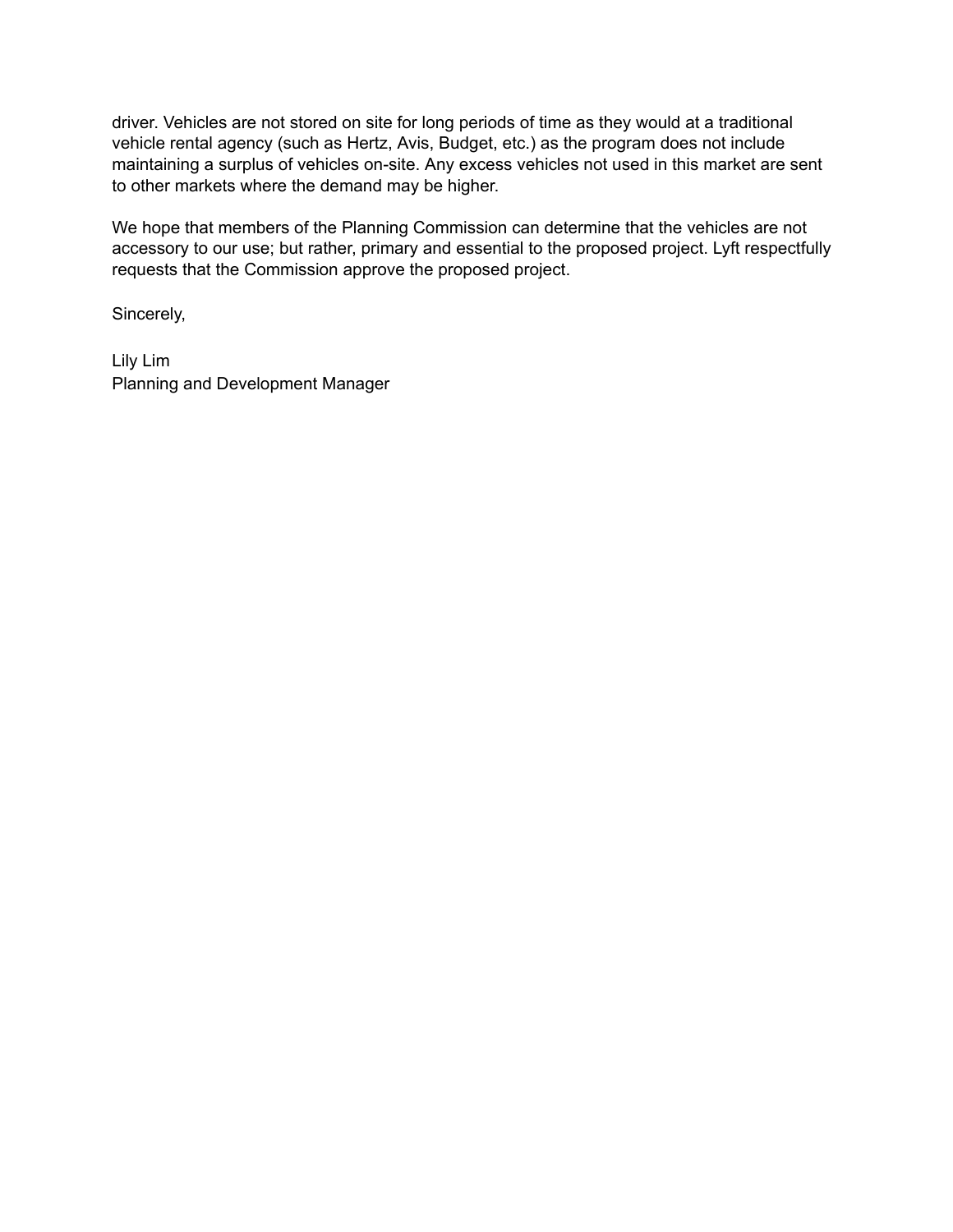driver. Vehicles are not stored on site for long periods of time as they would at a traditional vehicle rental agency (such as Hertz, Avis, Budget, etc.) as the program does not include maintaining a surplus of vehicles on-site. Any excess vehicles not used in this market are sent to other markets where the demand may be higher.

We hope that members of the Planning Commission can determine that the vehicles are not accessory to our use; but rather, primary and essential to the proposed project. Lyft respectfully requests that the Commission approve the proposed project.

Sincerely,

Lily Lim
Planning and Development Manager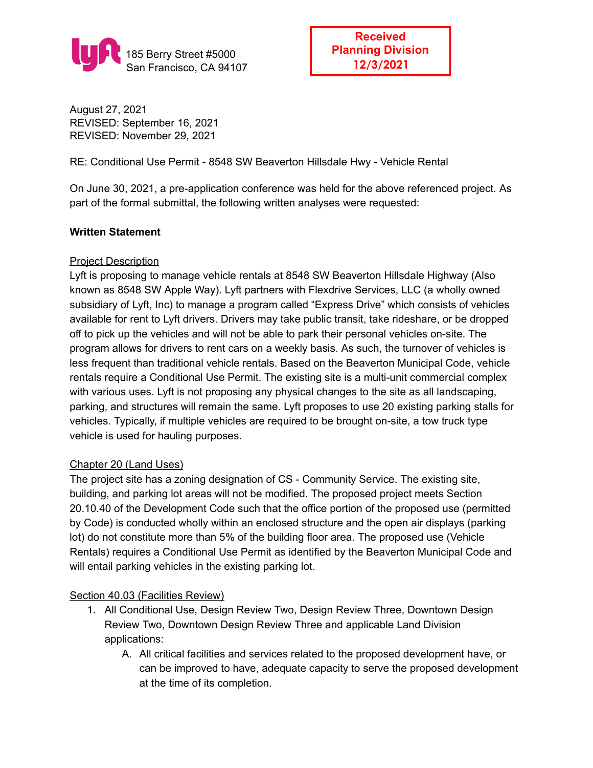lyft 185 Berry Street #5000
San Francisco, CA 94107

**Received**
**Planning Division**
**12/3/2021**

August 27, 2021
REVISED: September 16, 2021
REVISED: November 29, 2021

RE: Conditional Use Permit - 8548 SW Beaverton Hillsdale Hwy - Vehicle Rental

On June 30, 2021, a pre-application conference was held for the above referenced project. As part of the formal submittal, the following written analyses were requested:

**Written Statement**

Project Description

Lyft is proposing to manage vehicle rentals at 8548 SW Beaverton Hillsdale Highway (Also known as 8548 SW Apple Way). Lyft partners with Flexdrive Services, LLC (a wholly owned subsidiary of Lyft, Inc) to manage a program called "Express Drive" which consists of vehicles available for rent to Lyft drivers. Drivers may take public transit, take rideshare, or be dropped off to pick up the vehicles and will not be able to park their personal vehicles on-site. The program allows for drivers to rent cars on a weekly basis. As such, the turnover of vehicles is less frequent than traditional vehicle rentals. Based on the Beaverton Municipal Code, vehicle rentals require a Conditional Use Permit. The existing site is a multi-unit commercial complex with various uses. Lyft is not proposing any physical changes to the site as all landscaping, parking, and structures will remain the same. Lyft proposes to use 20 existing parking stalls for vehicles. Typically, if multiple vehicles are required to be brought on-site, a tow truck type vehicle is used for hauling purposes.

Chapter 20 (Land Uses)

The project site has a zoning designation of CS - Community Service. The existing site, building, and parking lot areas will not be modified. The proposed project meets Section 20.10.40 of the Development Code such that the office portion of the proposed use (permitted by Code) is conducted wholly within an enclosed structure and the open air displays (parking lot) do not constitute more than 5% of the building floor area. The proposed use (Vehicle Rentals) requires a Conditional Use Permit as identified by the Beaverton Municipal Code and will entail parking vehicles in the existing parking lot.

Section 40.03 (Facilities Review)

1. All Conditional Use, Design Review Two, Design Review Three, Downtown Design Review Two, Downtown Design Review Three and applicable Land Division applications:
   A. All critical facilities and services related to the proposed development have, or can be improved to have, adequate capacity to serve the proposed development at the time of its completion.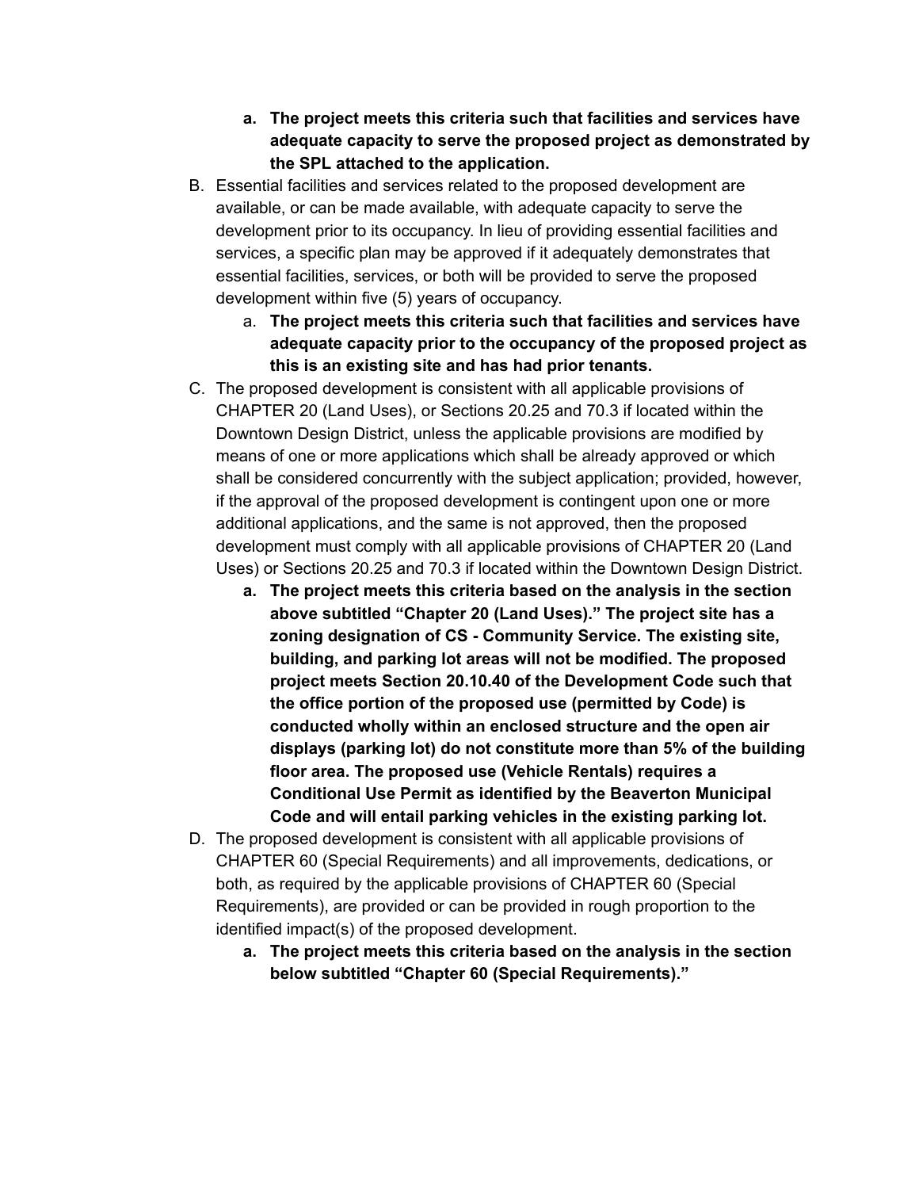a. **The project meets this criteria such that facilities and services have adequate capacity to serve the proposed project as demonstrated by the SPL attached to the application.**

B. Essential facilities and services related to the proposed development are available, or can be made available, with adequate capacity to serve the development prior to its occupancy. In lieu of providing essential facilities and services, a specific plan may be approved if it adequately demonstrates that essential facilities, services, or both will be provided to serve the proposed development within five (5) years of occupancy.
   a. **The project meets this criteria such that facilities and services have adequate capacity prior to the occupancy of the proposed project as this is an existing site and has had prior tenants.**

C. The proposed development is consistent with all applicable provisions of CHAPTER 20 (Land Uses), or Sections 20.25 and 70.3 if located within the Downtown Design District, unless the applicable provisions are modified by means of one or more applications which shall be already approved or which shall be considered concurrently with the subject application; provided, however, if the approval of the proposed development is contingent upon one or more additional applications, and the same is not approved, then the proposed development must comply with all applicable provisions of CHAPTER 20 (Land Uses) or Sections 20.25 and 70.3 if located within the Downtown Design District.
   a. **The project meets this criteria based on the analysis in the section above subtitled "Chapter 20 (Land Uses)." The project site has a zoning designation of CS - Community Service. The existing site, building, and parking lot areas will not be modified. The proposed project meets Section 20.10.40 of the Development Code such that the office portion of the proposed use (permitted by Code) is conducted wholly within an enclosed structure and the open air displays (parking lot) do not constitute more than 5% of the building floor area. The proposed use (Vehicle Rentals) requires a Conditional Use Permit as identified by the Beaverton Municipal Code and will entail parking vehicles in the existing parking lot.**

D. The proposed development is consistent with all applicable provisions of CHAPTER 60 (Special Requirements) and all improvements, dedications, or both, as required by the applicable provisions of CHAPTER 60 (Special Requirements), are provided or can be provided in rough proportion to the identified impact(s) of the proposed development.
   a. **The project meets this criteria based on the analysis in the section below subtitled "Chapter 60 (Special Requirements)."**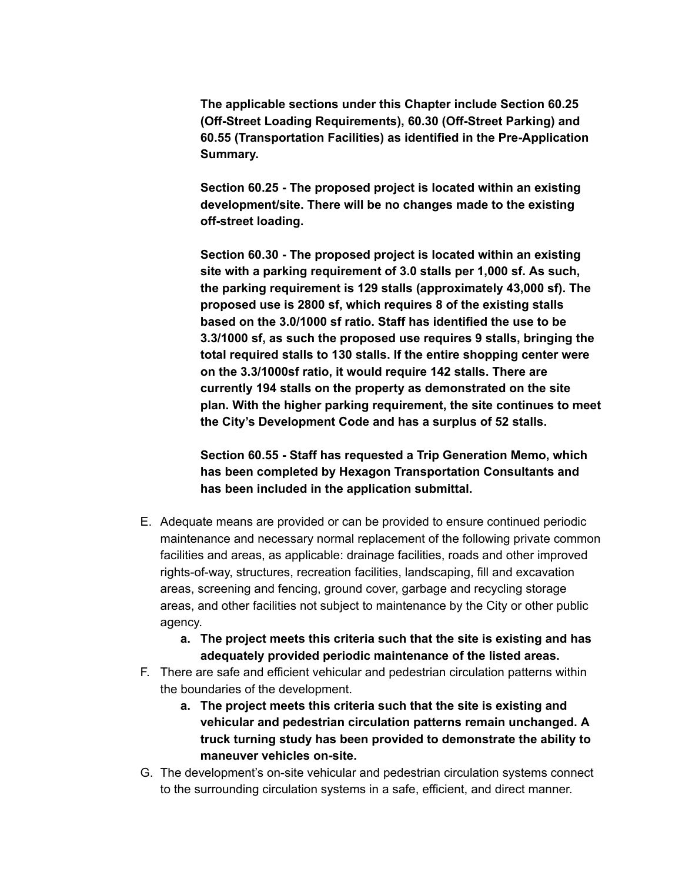**The applicable sections under this Chapter include Section 60.25 (Off-Street Loading Requirements), 60.30 (Off-Street Parking) and 60.55 (Transportation Facilities) as identified in the Pre-Application Summary.**

**Section 60.25 - The proposed project is located within an existing development/site. There will be no changes made to the existing off-street loading.**

**Section 60.30 - The proposed project is located within an existing site with a parking requirement of 3.0 stalls per 1,000 sf. As such, the parking requirement is 129 stalls (approximately 43,000 sf). The proposed use is 2800 sf, which requires 8 of the existing stalls based on the 3.0/1000 sf ratio. Staff has identified the use to be 3.3/1000 sf, as such the proposed use requires 9 stalls, bringing the total required stalls to 130 stalls. If the entire shopping center were on the 3.3/1000sf ratio, it would require 142 stalls. There are currently 194 stalls on the property as demonstrated on the site plan. With the higher parking requirement, the site continues to meet the City's Development Code and has a surplus of 52 stalls.**

**Section 60.55 - Staff has requested a Trip Generation Memo, which has been completed by Hexagon Transportation Consultants and has been included in the application submittal.**

E. Adequate means are provided or can be provided to ensure continued periodic maintenance and necessary normal replacement of the following private common facilities and areas, as applicable: drainage facilities, roads and other improved rights-of-way, structures, recreation facilities, landscaping, fill and excavation areas, screening and fencing, ground cover, garbage and recycling storage areas, and other facilities not subject to maintenance by the City or other public agency.
    a. **The project meets this criteria such that the site is existing and has adequately provided periodic maintenance of the listed areas.**
F. There are safe and efficient vehicular and pedestrian circulation patterns within the boundaries of the development.
    a. **The project meets this criteria such that the site is existing and vehicular and pedestrian circulation patterns remain unchanged. A truck turning study has been provided to demonstrate the ability to maneuver vehicles on-site.**
G. The development's on-site vehicular and pedestrian circulation systems connect to the surrounding circulation systems in a safe, efficient, and direct manner.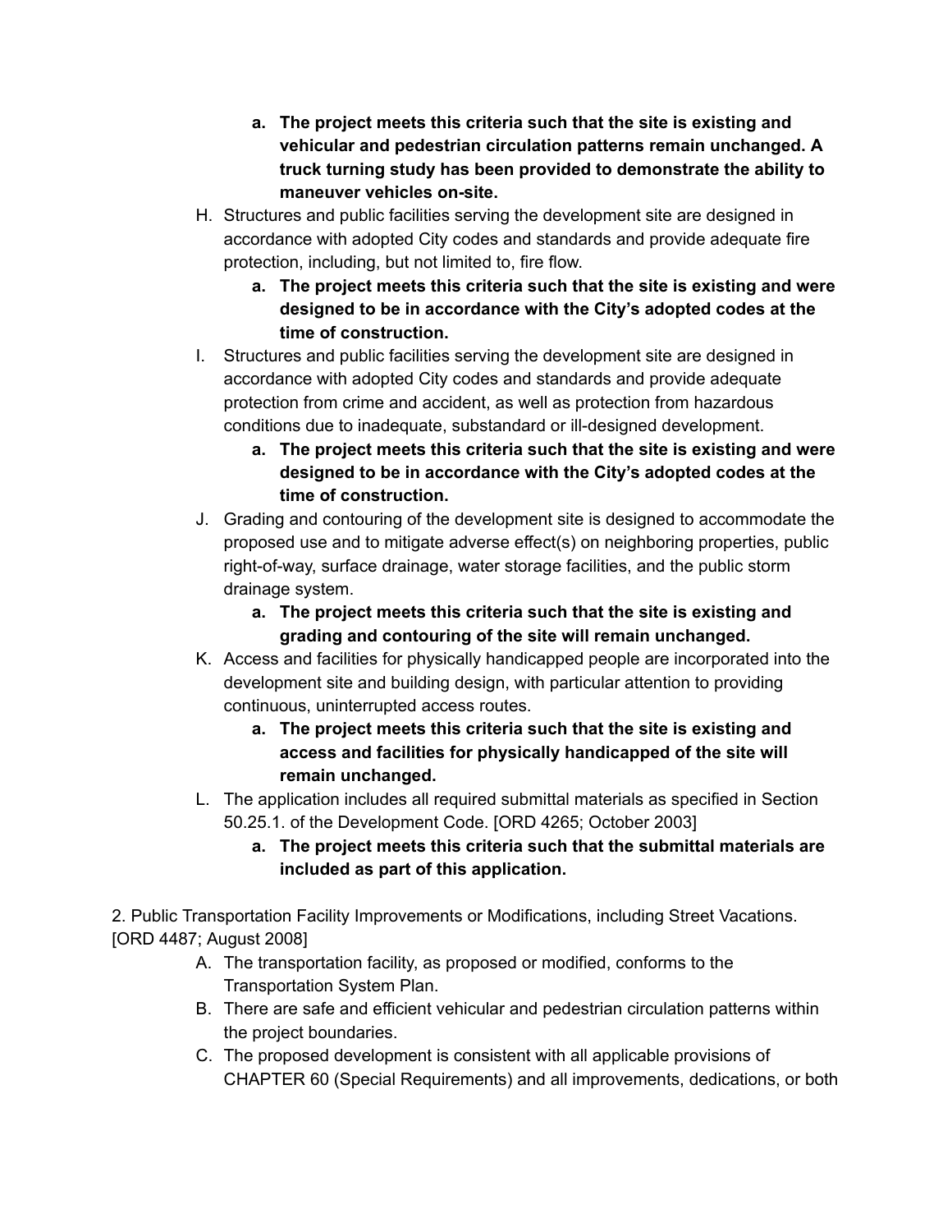- **a. The project meets this criteria such that the site is existing and vehicular and pedestrian circulation patterns remain unchanged. A truck turning study has been provided to demonstrate the ability to maneuver vehicles on-site.**

H. Structures and public facilities serving the development site are designed in accordance with adopted City codes and standards and provide adequate fire protection, including, but not limited to, fire flow.
   - **a. The project meets this criteria such that the site is existing and were designed to be in accordance with the City's adopted codes at the time of construction.**

I. Structures and public facilities serving the development site are designed in accordance with adopted City codes and standards and provide adequate protection from crime and accident, as well as protection from hazardous conditions due to inadequate, substandard or ill-designed development.
   - **a. The project meets this criteria such that the site is existing and were designed to be in accordance with the City's adopted codes at the time of construction.**

J. Grading and contouring of the development site is designed to accommodate the proposed use and to mitigate adverse effect(s) on neighboring properties, public right-of-way, surface drainage, water storage facilities, and the public storm drainage system.
   - **a. The project meets this criteria such that the site is existing and grading and contouring of the site will remain unchanged.**

K. Access and facilities for physically handicapped people are incorporated into the development site and building design, with particular attention to providing continuous, uninterrupted access routes.
   - **a. The project meets this criteria such that the site is existing and access and facilities for physically handicapped of the site will remain unchanged.**

L. The application includes all required submittal materials as specified in Section 50.25.1. of the Development Code. [ORD 4265; October 2003]
   - **a. The project meets this criteria such that the submittal materials are included as part of this application.**

2. Public Transportation Facility Improvements or Modifications, including Street Vacations. [ORD 4487; August 2008]

A. The transportation facility, as proposed or modified, conforms to the Transportation System Plan.

B. There are safe and efficient vehicular and pedestrian circulation patterns within the project boundaries.

C. The proposed development is consistent with all applicable provisions of CHAPTER 60 (Special Requirements) and all improvements, dedications, or both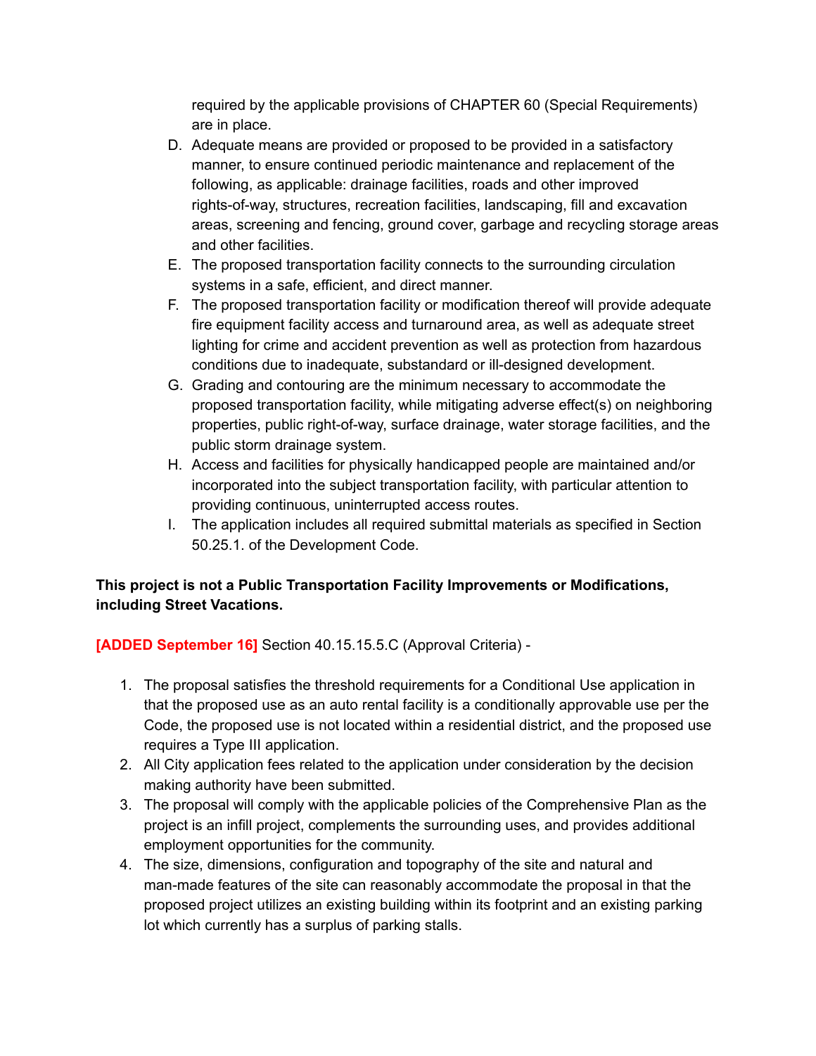required by the applicable provisions of CHAPTER 60 (Special Requirements) are in place.

D. Adequate means are provided or proposed to be provided in a satisfactory manner, to ensure continued periodic maintenance and replacement of the following, as applicable: drainage facilities, roads and other improved rights-of-way, structures, recreation facilities, landscaping, fill and excavation areas, screening and fencing, ground cover, garbage and recycling storage areas and other facilities.
E. The proposed transportation facility connects to the surrounding circulation systems in a safe, efficient, and direct manner.
F. The proposed transportation facility or modification thereof will provide adequate fire equipment facility access and turnaround area, as well as adequate street lighting for crime and accident prevention as well as protection from hazardous conditions due to inadequate, substandard or ill-designed development.
G. Grading and contouring are the minimum necessary to accommodate the proposed transportation facility, while mitigating adverse effect(s) on neighboring properties, public right-of-way, surface drainage, water storage facilities, and the public storm drainage system.
H. Access and facilities for physically handicapped people are maintained and/or incorporated into the subject transportation facility, with particular attention to providing continuous, uninterrupted access routes.
I. The application includes all required submittal materials as specified in Section 50.25.1. of the Development Code.

**This project is not a Public Transportation Facility Improvements or Modifications, including Street Vacations.**

**[ADDED September 16]** Section 40.15.15.5.C (Approval Criteria) -

1. The proposal satisfies the threshold requirements for a Conditional Use application in that the proposed use as an auto rental facility is a conditionally approvable use per the Code, the proposed use is not located within a residential district, and the proposed use requires a Type III application.
2. All City application fees related to the application under consideration by the decision making authority have been submitted.
3. The proposal will comply with the applicable policies of the Comprehensive Plan as the project is an infill project, complements the surrounding uses, and provides additional employment opportunities for the community.
4. The size, dimensions, configuration and topography of the site and natural and man-made features of the site can reasonably accommodate the proposal in that the proposed project utilizes an existing building within its footprint and an existing parking lot which currently has a surplus of parking stalls.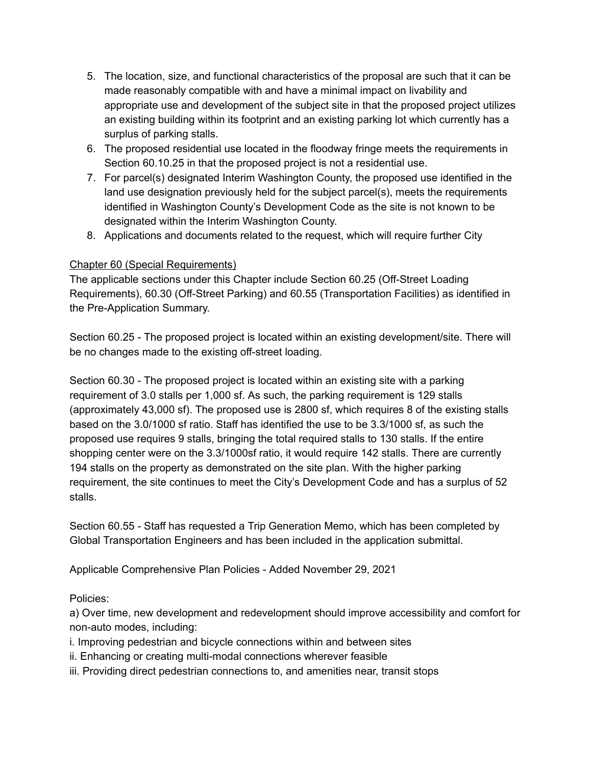5. The location, size, and functional characteristics of the proposal are such that it can be made reasonably compatible with and have a minimal impact on livability and appropriate use and development of the subject site in that the proposed project utilizes an existing building within its footprint and an existing parking lot which currently has a surplus of parking stalls.
6. The proposed residential use located in the floodway fringe meets the requirements in Section 60.10.25 in that the proposed project is not a residential use.
7. For parcel(s) designated Interim Washington County, the proposed use identified in the land use designation previously held for the subject parcel(s), meets the requirements identified in Washington County's Development Code as the site is not known to be designated within the Interim Washington County.
8. Applications and documents related to the request, which will require further City

<u>Chapter 60 (Special Requirements)</u>
The applicable sections under this Chapter include Section 60.25 (Off-Street Loading Requirements), 60.30 (Off-Street Parking) and 60.55 (Transportation Facilities) as identified in the Pre-Application Summary.

Section 60.25 - The proposed project is located within an existing development/site. There will be no changes made to the existing off-street loading.

Section 60.30 - The proposed project is located within an existing site with a parking requirement of 3.0 stalls per 1,000 sf. As such, the parking requirement is 129 stalls (approximately 43,000 sf). The proposed use is 2800 sf, which requires 8 of the existing stalls based on the 3.0/1000 sf ratio. Staff has identified the use to be 3.3/1000 sf, as such the proposed use requires 9 stalls, bringing the total required stalls to 130 stalls. If the entire shopping center were on the 3.3/1000sf ratio, it would require 142 stalls. There are currently 194 stalls on the property as demonstrated on the site plan. With the higher parking requirement, the site continues to meet the City's Development Code and has a surplus of 52 stalls.

Section 60.55 - Staff has requested a Trip Generation Memo, which has been completed by Global Transportation Engineers and has been included in the application submittal.

Applicable Comprehensive Plan Policies - Added November 29, 2021

Policies:
a) Over time, new development and redevelopment should improve accessibility and comfort for non-auto modes, including:
i. Improving pedestrian and bicycle connections within and between sites
ii. Enhancing or creating multi-modal connections wherever feasible
iii. Providing direct pedestrian connections to, and amenities near, transit stops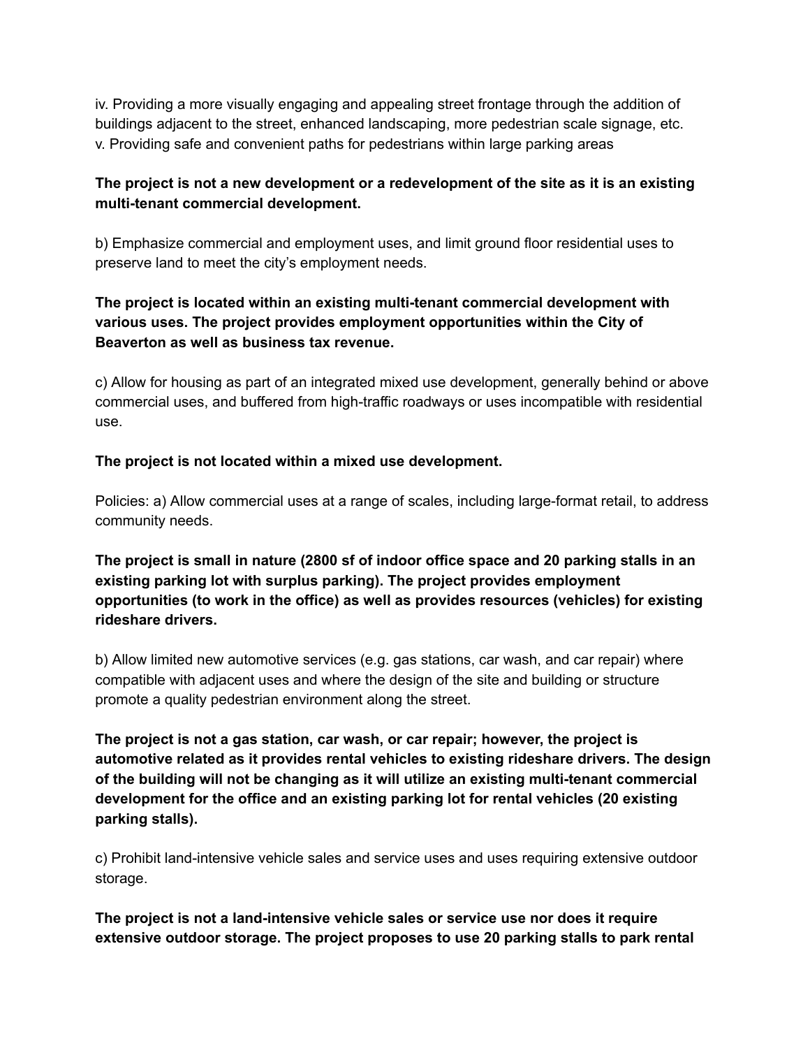iv. Providing a more visually engaging and appealing street frontage through the addition of buildings adjacent to the street, enhanced landscaping, more pedestrian scale signage, etc.
v. Providing safe and convenient paths for pedestrians within large parking areas

**The project is not a new development or a redevelopment of the site as it is an existing multi-tenant commercial development.**

b) Emphasize commercial and employment uses, and limit ground floor residential uses to preserve land to meet the city's employment needs.

**The project is located within an existing multi-tenant commercial development with various uses. The project provides employment opportunities within the City of Beaverton as well as business tax revenue.**

c) Allow for housing as part of an integrated mixed use development, generally behind or above commercial uses, and buffered from high-traffic roadways or uses incompatible with residential use.

**The project is not located within a mixed use development.**

Policies: a) Allow commercial uses at a range of scales, including large-format retail, to address community needs.

**The project is small in nature (2800 sf of indoor office space and 20 parking stalls in an existing parking lot with surplus parking). The project provides employment opportunities (to work in the office) as well as provides resources (vehicles) for existing rideshare drivers.**

b) Allow limited new automotive services (e.g. gas stations, car wash, and car repair) where compatible with adjacent uses and where the design of the site and building or structure promote a quality pedestrian environment along the street.

**The project is not a gas station, car wash, or car repair; however, the project is automotive related as it provides rental vehicles to existing rideshare drivers. The design of the building will not be changing as it will utilize an existing multi-tenant commercial development for the office and an existing parking lot for rental vehicles (20 existing parking stalls).**

c) Prohibit land-intensive vehicle sales and service uses and uses requiring extensive outdoor storage.

**The project is not a land-intensive vehicle sales or service use nor does it require extensive outdoor storage. The project proposes to use 20 parking stalls to park rental**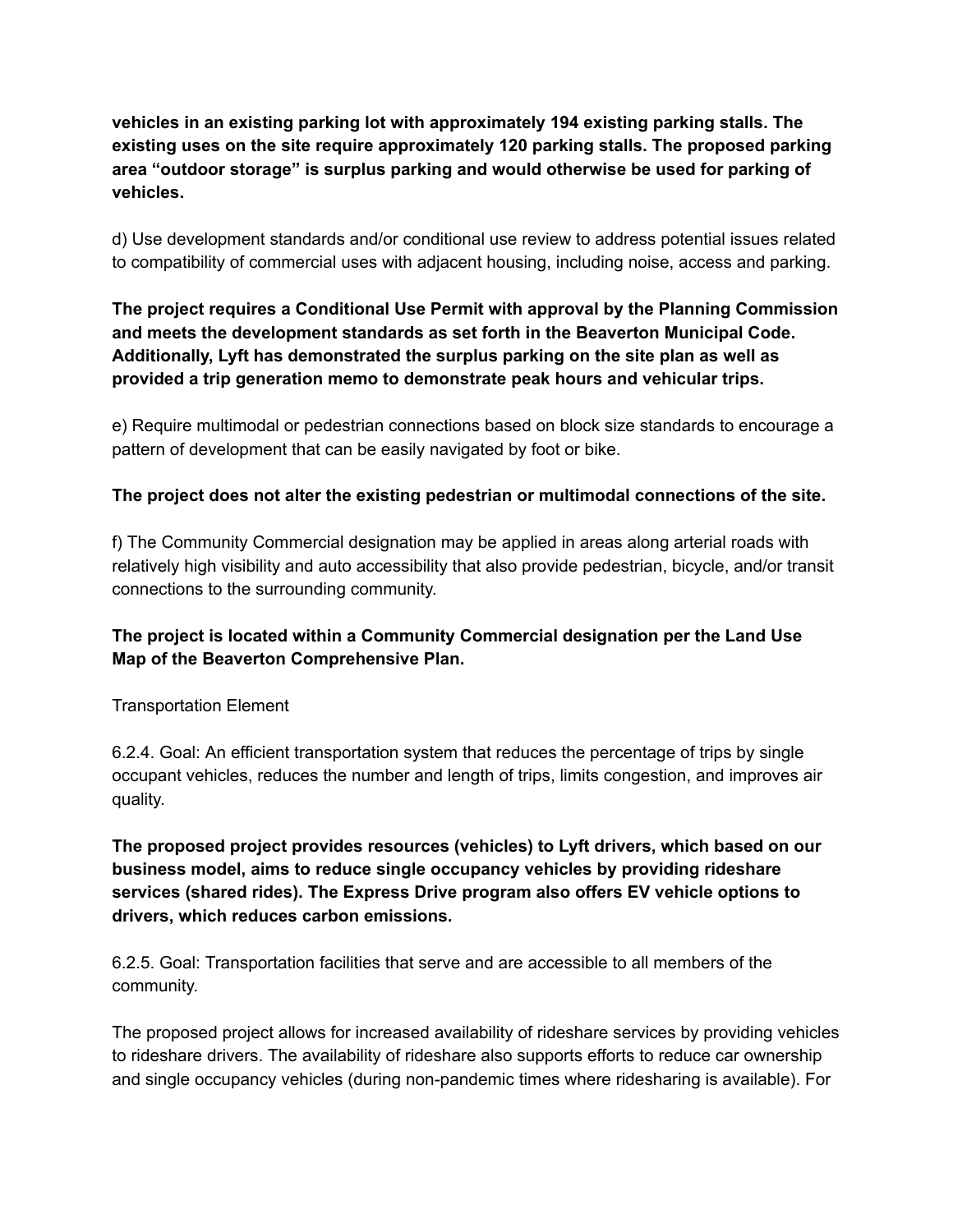**vehicles in an existing parking lot with approximately 194 existing parking stalls. The existing uses on the site require approximately 120 parking stalls. The proposed parking area "outdoor storage" is surplus parking and would otherwise be used for parking of vehicles.**

d) Use development standards and/or conditional use review to address potential issues related to compatibility of commercial uses with adjacent housing, including noise, access and parking.

**The project requires a Conditional Use Permit with approval by the Planning Commission and meets the development standards as set forth in the Beaverton Municipal Code. Additionally, Lyft has demonstrated the surplus parking on the site plan as well as provided a trip generation memo to demonstrate peak hours and vehicular trips.**

e) Require multimodal or pedestrian connections based on block size standards to encourage a pattern of development that can be easily navigated by foot or bike.

**The project does not alter the existing pedestrian or multimodal connections of the site.**

f) The Community Commercial designation may be applied in areas along arterial roads with relatively high visibility and auto accessibility that also provide pedestrian, bicycle, and/or transit connections to the surrounding community.

**The project is located within a Community Commercial designation per the Land Use Map of the Beaverton Comprehensive Plan.**

Transportation Element

6.2.4. Goal: An efficient transportation system that reduces the percentage of trips by single occupant vehicles, reduces the number and length of trips, limits congestion, and improves air quality.

**The proposed project provides resources (vehicles) to Lyft drivers, which based on our business model, aims to reduce single occupancy vehicles by providing rideshare services (shared rides). The Express Drive program also offers EV vehicle options to drivers, which reduces carbon emissions.**

6.2.5. Goal: Transportation facilities that serve and are accessible to all members of the community.

The proposed project allows for increased availability of rideshare services by providing vehicles to rideshare drivers. The availability of rideshare also supports efforts to reduce car ownership and single occupancy vehicles (during non-pandemic times where ridesharing is available). For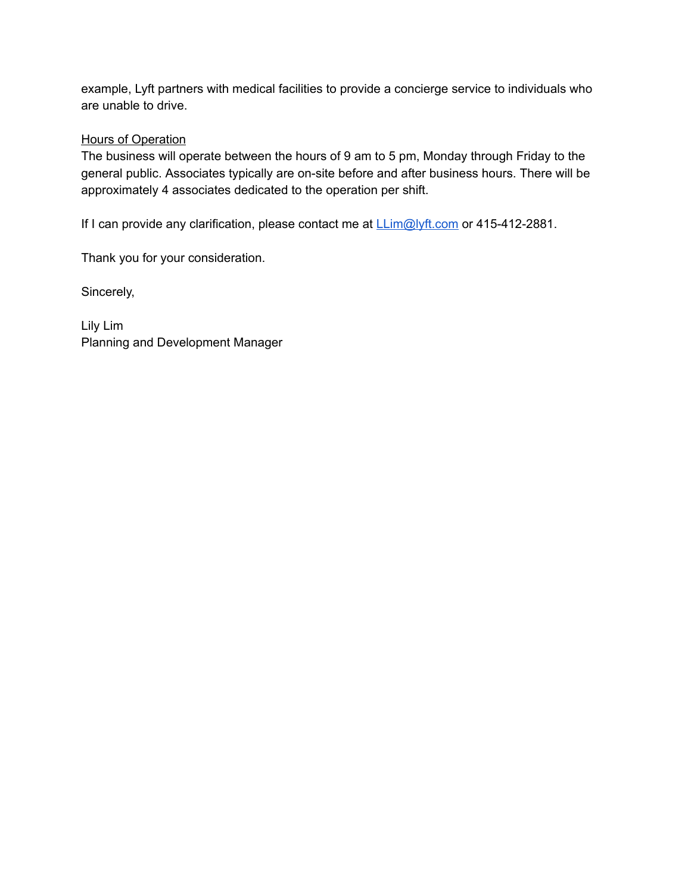example, Lyft partners with medical facilities to provide a concierge service to individuals who are unable to drive.

<u>Hours of Operation</u>

The business will operate between the hours of 9 am to 5 pm, Monday through Friday to the general public. Associates typically are on-site before and after business hours. There will be approximately 4 associates dedicated to the operation per shift.

If I can provide any clarification, please contact me at LLim@lyft.com or 415-412-2881.

Thank you for your consideration.

Sincerely,

Lily Lim
Planning and Development Manager